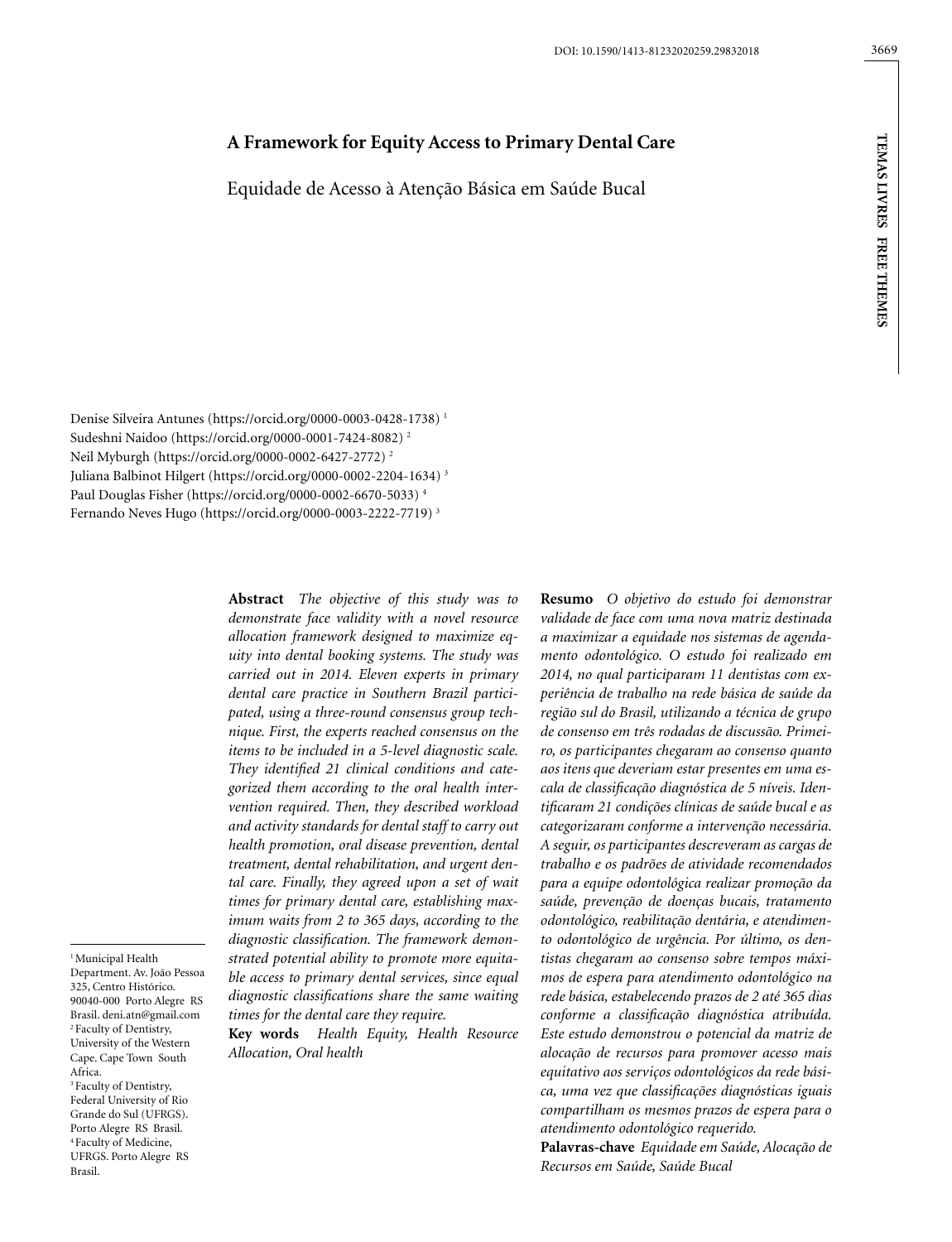# A Framework for Equity Access to Primary Dental Care

## Equidade de Acesso à Atenção Básica em Saúde Bucal

Denise Silveira Antunes (https://orcid.org/0000-0003-0428-1738) [1]
Sudeshni Naidoo (https://orcid.org/0000-0001-7424-8082) [2]
Neil Myburgh (https://orcid.org/0000-0002-6427-2772) [2]
Juliana Balbinot Hilgert (https://orcid.org/0000-0002-2204-1634) [3]
Paul Douglas Fisher (https://orcid.org/0000-0002-6670-5033) [4]
Fernando Neves Hugo (https://orcid.org/0000-0003-2222-7719) [3]

[1] Municipal Health Department. Av. João Pessoa 325, Centro Histórico. 90040-000 Porto Alegre RS Brasil. deni.atn@gmail.com
[2] Faculty of Dentistry, University of the Western Cape. Cape Town South Africa.
[3] Faculty of Dentistry, Federal University of Rio Grande do Sul (UFRGS). Porto Alegre RS Brasil.
[4] Faculty of Medicine, UFRGS. Porto Alegre RS Brasil.

**Abstract** *The objective of this study was to demonstrate face validity with a novel resource allocation framework designed to maximize equity into dental booking systems. The study was carried out in 2014. Eleven experts in primary dental care practice in Southern Brazil participated, using a three-round consensus group technique. First, the experts reached consensus on the items to be included in a 5-level diagnostic scale. They identified 21 clinical conditions and categorized them according to the oral health intervention required. Then, they described workload and activity standards for dental staff to carry out health promotion, oral disease prevention, dental treatment, dental rehabilitation, and urgent dental care. Finally, they agreed upon a set of wait times for primary dental care, establishing maximum waits from 2 to 365 days, according to the diagnostic classification. The framework demonstrated potential ability to promote more equitable access to primary dental services, since equal diagnostic classifications share the same waiting times for the dental care they require.*

**Key words** *Health Equity, Health Resource Allocation, Oral health*

**Resumo** *O objetivo do estudo foi demonstrar validade de face com uma nova matriz destinada a maximizar a equidade nos sistemas de agendamento odontológico. O estudo foi realizado em 2014, no qual participaram 11 dentistas com experiência de trabalho na rede básica de saúde da região sul do Brasil, utilizando a técnica de grupo de consenso em três rodadas de discussão. Primeiro, os participantes chegaram ao consenso quanto aos itens que deveriam estar presentes em uma escala de classificação diagnóstica de 5 níveis. Identificaram 21 condições clínicas de saúde bucal e as categorizaram conforme a intervenção necessária. A seguir, os participantes descreveram as cargas de trabalho e os padrões de atividade recomendados para a equipe odontológica realizar promoção da saúde, prevenção de doenças bucais, tratamento odontológico, reabilitação dentária, e atendimento odontológico de urgência. Por último, os dentistas chegaram ao consenso sobre tempos máximos de espera para atendimento odontológico na rede básica, estabelecendo prazos de 2 até 365 dias conforme a classificação diagnóstica atribuída. Este estudo demonstrou o potencial da matriz de alocação de recursos para promover acesso mais equitativo aos serviços odontológicos da rede básica, uma vez que classificações diagnósticas iguais compartilham os mesmos prazos de espera para o atendimento odontológico requerido.*

**Palavras-chave** *Equidade em Saúde, Alocação de Recursos em Saúde, Saúde Bucal*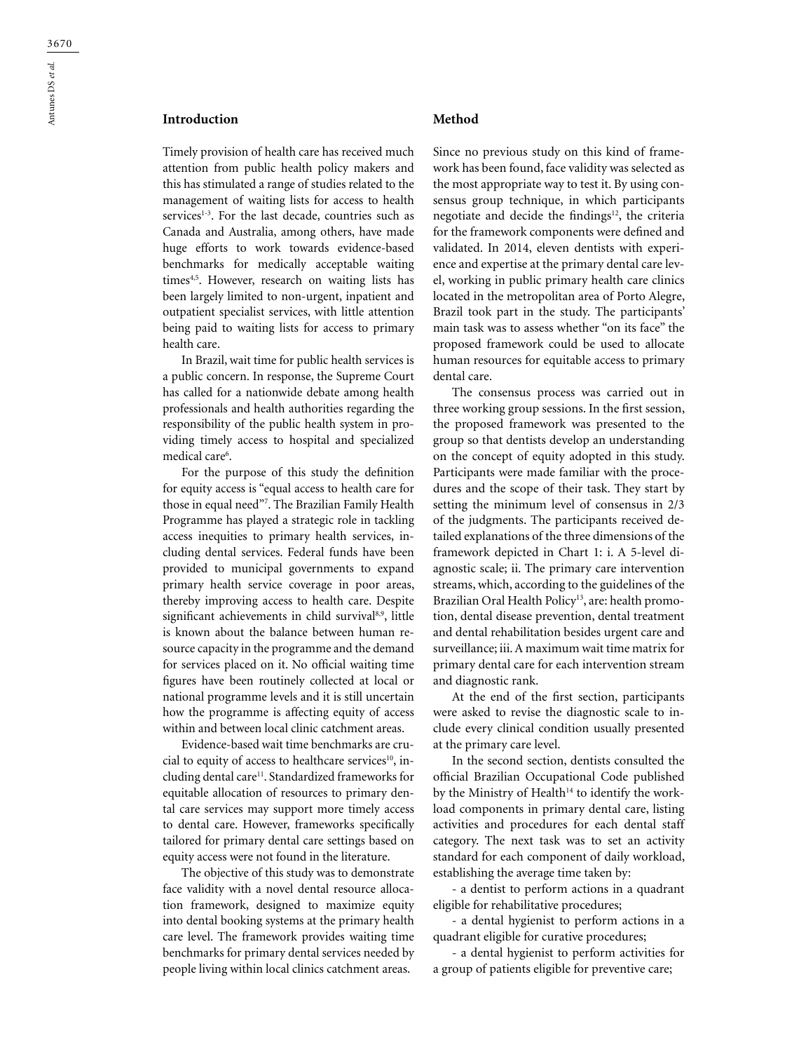## Introduction

Timely provision of health care has received much attention from public health policy makers and this has stimulated a range of studies related to the management of waiting lists for access to health services[1-3]. For the last decade, countries such as Canada and Australia, among others, have made huge efforts to work towards evidence-based benchmarks for medically acceptable waiting times[4,5]. However, research on waiting lists has been largely limited to non-urgent, inpatient and outpatient specialist services, with little attention being paid to waiting lists for access to primary health care.

In Brazil, wait time for public health services is a public concern. In response, the Supreme Court has called for a nationwide debate among health professionals and health authorities regarding the responsibility of the public health system in providing timely access to hospital and specialized medical care[6].

For the purpose of this study the definition for equity access is "equal access to health care for those in equal need"[7]. The Brazilian Family Health Programme has played a strategic role in tackling access inequities to primary health services, including dental services. Federal funds have been provided to municipal governments to expand primary health service coverage in poor areas, thereby improving access to health care. Despite significant achievements in child survival[8,9], little is known about the balance between human resource capacity in the programme and the demand for services placed on it. No official waiting time figures have been routinely collected at local or national programme levels and it is still uncertain how the programme is affecting equity of access within and between local clinic catchment areas.

Evidence-based wait time benchmarks are crucial to equity of access to healthcare services[10], including dental care[11]. Standardized frameworks for equitable allocation of resources to primary dental care services may support more timely access to dental care. However, frameworks specifically tailored for primary dental care settings based on equity access were not found in the literature.

The objective of this study was to demonstrate face validity with a novel dental resource allocation framework, designed to maximize equity into dental booking systems at the primary health care level. The framework provides waiting time benchmarks for primary dental services needed by people living within local clinics catchment areas.

## Method

Since no previous study on this kind of framework has been found, face validity was selected as the most appropriate way to test it. By using consensus group technique, in which participants negotiate and decide the findings[12], the criteria for the framework components were defined and validated. In 2014, eleven dentists with experience and expertise at the primary dental care level, working in public primary health care clinics located in the metropolitan area of Porto Alegre, Brazil took part in the study. The participants' main task was to assess whether "on its face" the proposed framework could be used to allocate human resources for equitable access to primary dental care.

The consensus process was carried out in three working group sessions. In the first session, the proposed framework was presented to the group so that dentists develop an understanding on the concept of equity adopted in this study. Participants were made familiar with the procedures and the scope of their task. They start by setting the minimum level of consensus in 2/3 of the judgments. The participants received detailed explanations of the three dimensions of the framework depicted in Chart 1: i. A 5-level diagnostic scale; ii. The primary care intervention streams, which, according to the guidelines of the Brazilian Oral Health Policy[13], are: health promotion, dental disease prevention, dental treatment and dental rehabilitation besides urgent care and surveillance; iii. A maximum wait time matrix for primary dental care for each intervention stream and diagnostic rank.

At the end of the first section, participants were asked to revise the diagnostic scale to include every clinical condition usually presented at the primary care level.

In the second section, dentists consulted the official Brazilian Occupational Code published by the Ministry of Health[14] to identify the workload components in primary dental care, listing activities and procedures for each dental staff category. The next task was to set an activity standard for each component of daily workload, establishing the average time taken by:

- a dentist to perform actions in a quadrant eligible for rehabilitative procedures;

- a dental hygienist to perform actions in a quadrant eligible for curative procedures;

- a dental hygienist to perform activities for a group of patients eligible for preventive care;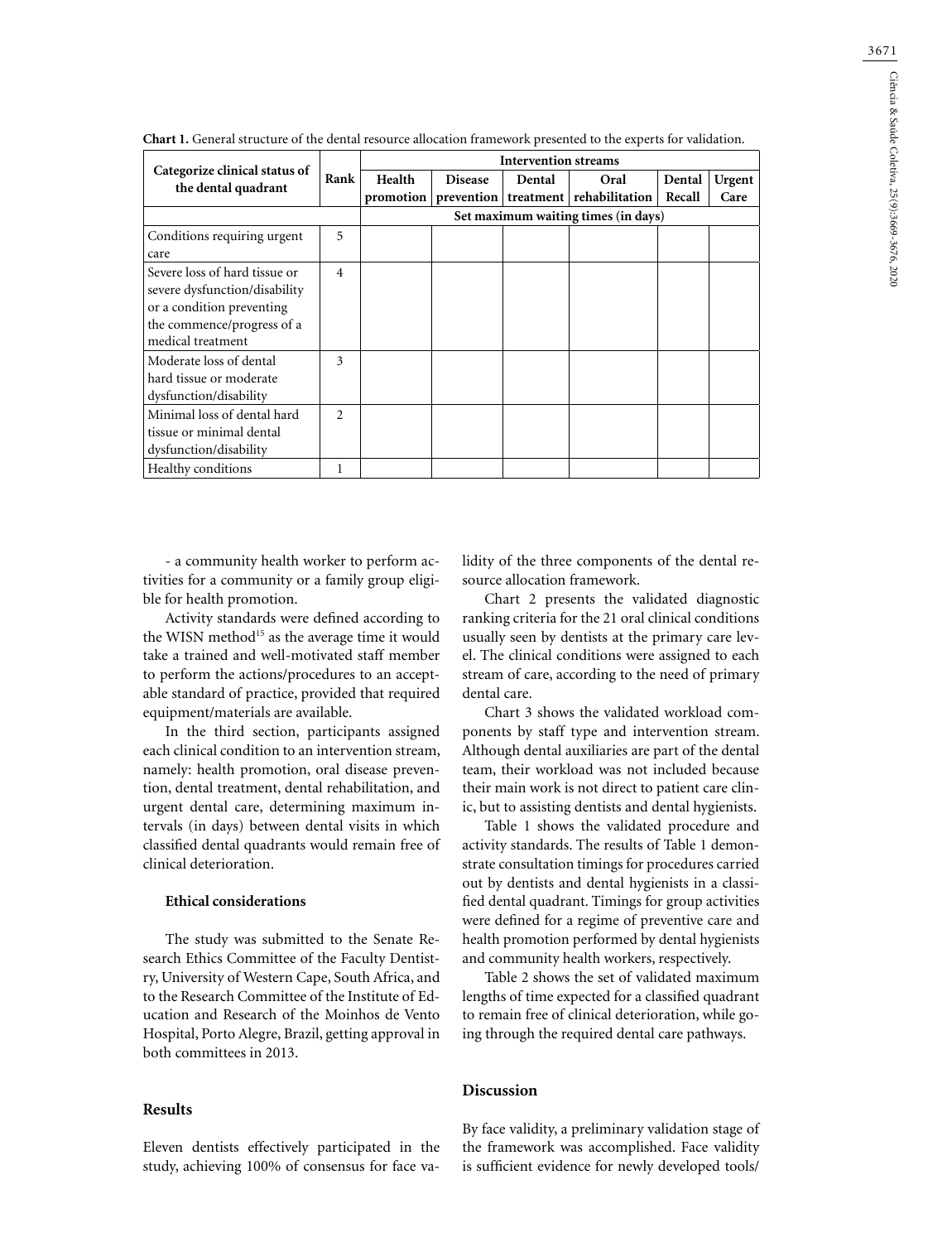**Chart 1.** General structure of the dental resource allocation framework presented to the experts for validation.

| Categorize clinical status of the dental quadrant | Rank | Intervention streams | | | | | |
|---|---|---|---|---|---|---|---|
| | | Health promotion | Disease prevention | Dental treatment | Oral rehabilitation | Dental Recall | Urgent Care |
| | | Set maximum waiting times (in days) | | | | | |
| Conditions requiring urgent care | 5 | | | | | | |
| Severe loss of hard tissue or severe dysfunction/disability or a condition preventing the commence/progress of a medical treatment | 4 | | | | | | |
| Moderate loss of dental hard tissue or moderate dysfunction/disability | 3 | | | | | | |
| Minimal loss of dental hard tissue or minimal dental dysfunction/disability | 2 | | | | | | |
| Healthy conditions | 1 | | | | | | |

- a community health worker to perform activities for a community or a family group eligible for health promotion.

Activity standards were defined according to the WISN method[15] as the average time it would take a trained and well-motivated staff member to perform the actions/procedures to an acceptable standard of practice, provided that required equipment/materials are available.

In the third section, participants assigned each clinical condition to an intervention stream, namely: health promotion, oral disease prevention, dental treatment, dental rehabilitation, and urgent dental care, determining maximum intervals (in days) between dental visits in which classified dental quadrants would remain free of clinical deterioration.

### Ethical considerations

The study was submitted to the Senate Research Ethics Committee of the Faculty Dentistry, University of Western Cape, South Africa, and to the Research Committee of the Institute of Education and Research of the Moinhos de Vento Hospital, Porto Alegre, Brazil, getting approval in both committees in 2013.

## Results

Eleven dentists effectively participated in the study, achieving 100% of consensus for face validity of the three components of the dental resource allocation framework.

Chart 2 presents the validated diagnostic ranking criteria for the 21 oral clinical conditions usually seen by dentists at the primary care level. The clinical conditions were assigned to each stream of care, according to the need of primary dental care.

Chart 3 shows the validated workload components by staff type and intervention stream. Although dental auxiliaries are part of the dental team, their workload was not included because their main work is not direct to patient care clinic, but to assisting dentists and dental hygienists.

Table 1 shows the validated procedure and activity standards. The results of Table 1 demonstrate consultation timings for procedures carried out by dentists and dental hygienists in a classified dental quadrant. Timings for group activities were defined for a regime of preventive care and health promotion performed by dental hygienists and community health workers, respectively.

Table 2 shows the set of validated maximum lengths of time expected for a classified quadrant to remain free of clinical deterioration, while going through the required dental care pathways.

## Discussion

By face validity, a preliminary validation stage of the framework was accomplished. Face validity is sufficient evidence for newly developed tools/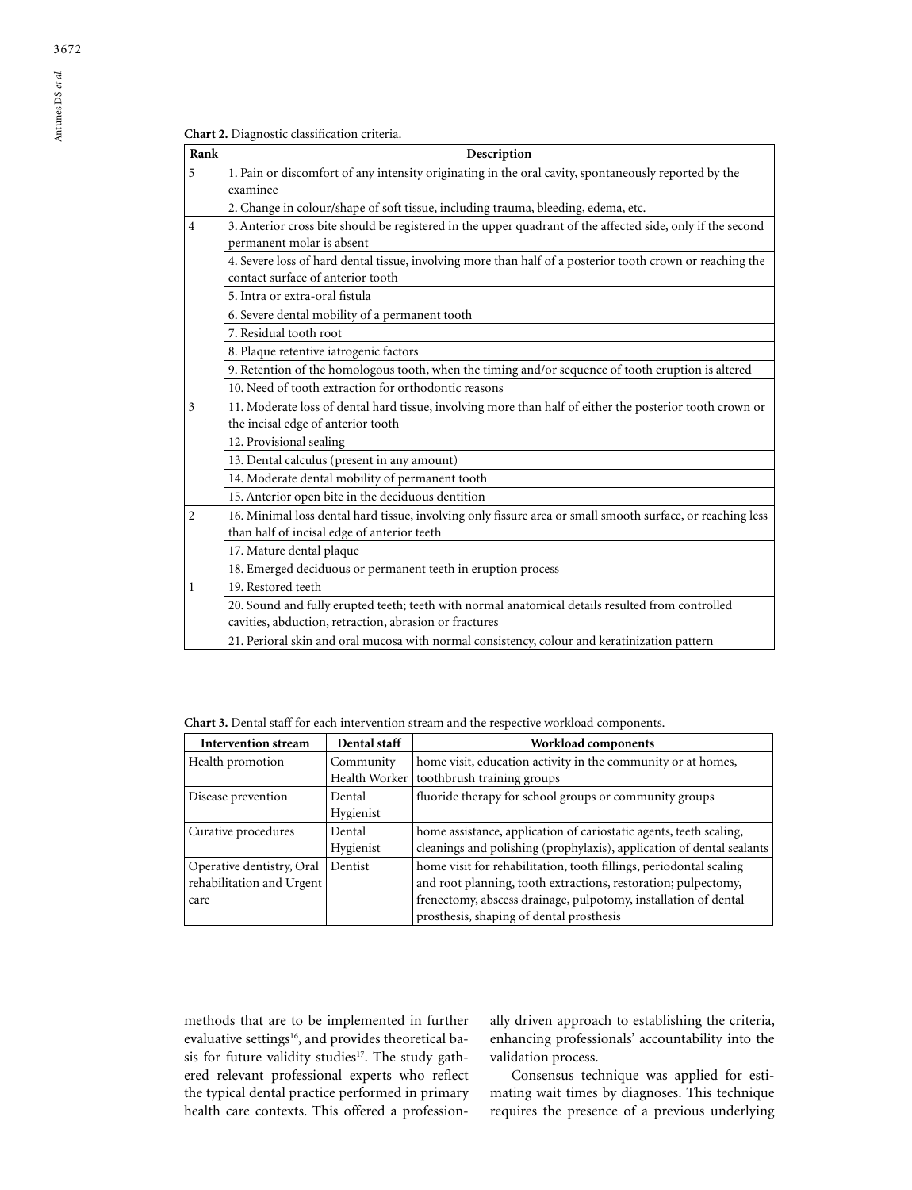**Chart 2.** Diagnostic classification criteria.

| Rank | Description |
|---|---|
| 5 | 1. Pain or discomfort of any intensity originating in the oral cavity, spontaneously reported by the examinee |
| | 2. Change in colour/shape of soft tissue, including trauma, bleeding, edema, etc. |
| 4 | 3. Anterior cross bite should be registered in the upper quadrant of the affected side, only if the second permanent molar is absent |
| | 4. Severe loss of hard dental tissue, involving more than half of a posterior tooth crown or reaching the contact surface of anterior tooth |
| | 5. Intra or extra-oral fistula |
| | 6. Severe dental mobility of a permanent tooth |
| | 7. Residual tooth root |
| | 8. Plaque retentive iatrogenic factors |
| | 9. Retention of the homologous tooth, when the timing and/or sequence of tooth eruption is altered |
| | 10. Need of tooth extraction for orthodontic reasons |
| 3 | 11. Moderate loss of dental hard tissue, involving more than half of either the posterior tooth crown or the incisal edge of anterior tooth |
| | 12. Provisional sealing |
| | 13. Dental calculus (present in any amount) |
| | 14. Moderate dental mobility of permanent tooth |
| | 15. Anterior open bite in the deciduous dentition |
| 2 | 16. Minimal loss dental hard tissue, involving only fissure area or small smooth surface, or reaching less than half of incisal edge of anterior teeth |
| | 17. Mature dental plaque |
| | 18. Emerged deciduous or permanent teeth in eruption process |
| 1 | 19. Restored teeth |
| | 20. Sound and fully erupted teeth; teeth with normal anatomical details resulted from controlled cavities, abduction, retraction, abrasion or fractures |
| | 21. Perioral skin and oral mucosa with normal consistency, colour and keratinization pattern |

**Chart 3.** Dental staff for each intervention stream and the respective workload components.

| Intervention stream | Dental staff | Workload components |
|---|---|---|
| Health promotion | Community Health Worker | home visit, education activity in the community or at homes, toothbrush training groups |
| Disease prevention | Dental Hygienist | fluoride therapy for school groups or community groups |
| Curative procedures | Dental Hygienist | home assistance, application of cariostatic agents, teeth scaling, cleanings and polishing (prophylaxis), application of dental sealants |
| Operative dentistry, Oral rehabilitation and Urgent care | Dentist | home visit for rehabilitation, tooth fillings, periodontal scaling and root planning, tooth extractions, restoration; pulpectomy, frenectomy, abscess drainage, pulpotomy, installation of dental prosthesis, shaping of dental prosthesis |

methods that are to be implemented in further evaluative settings[16], and provides theoretical basis for future validity studies[17]. The study gathered relevant professional experts who reflect the typical dental practice performed in primary health care contexts. This offered a professionally driven approach to establishing the criteria, enhancing professionals' accountability into the validation process.

Consensus technique was applied for estimating wait times by diagnoses. This technique requires the presence of a previous underlying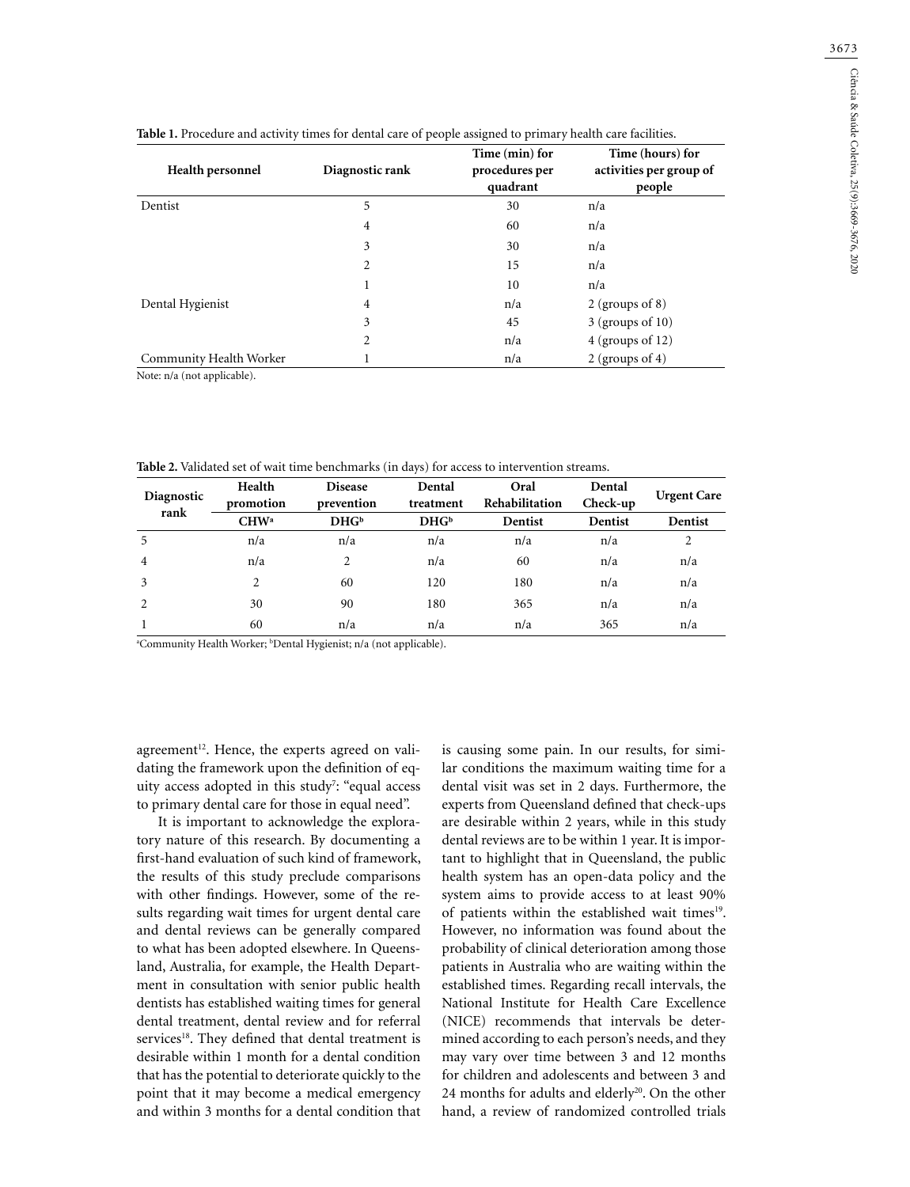**Table 1.** Procedure and activity times for dental care of people assigned to primary health care facilities.

| Health personnel | Diagnostic rank | Time (min) for procedures per quadrant | Time (hours) for activities per group of people |
|---|---|---|---|
| Dentist | 5 | 30 | n/a |
| | 4 | 60 | n/a |
| | 3 | 30 | n/a |
| | 2 | 15 | n/a |
| | 1 | 10 | n/a |
| Dental Hygienist | 4 | n/a | 2 (groups of 8) |
| | 3 | 45 | 3 (groups of 10) |
| | 2 | n/a | 4 (groups of 12) |
| Community Health Worker | 1 | n/a | 2 (groups of 4) |

Note: n/a (not applicable).

**Table 2.** Validated set of wait time benchmarks (in days) for access to intervention streams.

| Diagnostic rank | Health promotion | Disease prevention | Dental treatment | Oral Rehabilitation | Dental Check-up | Urgent Care |
|---|---|---|---|---|---|---|
| | CHW[a] | DHG[b] | DHG[b] | Dentist | Dentist | Dentist |
| 5 | n/a | n/a | n/a | n/a | n/a | 2 |
| 4 | n/a | 2 | n/a | 60 | n/a | n/a |
| 3 | 2 | 60 | 120 | 180 | n/a | n/a |
| 2 | 30 | 90 | 180 | 365 | n/a | n/a |
| 1 | 60 | n/a | n/a | n/a | 365 | n/a |

[a]Community Health Worker; [b]Dental Hygienist; n/a (not applicable).

agreement[12]. Hence, the experts agreed on validating the framework upon the definition of equity access adopted in this study[7]: "equal access to primary dental care for those in equal need".

It is important to acknowledge the exploratory nature of this research. By documenting a first-hand evaluation of such kind of framework, the results of this study preclude comparisons with other findings. However, some of the results regarding wait times for urgent dental care and dental reviews can be generally compared to what has been adopted elsewhere. In Queensland, Australia, for example, the Health Department in consultation with senior public health dentists has established waiting times for general dental treatment, dental review and for referral services[18]. They defined that dental treatment is desirable within 1 month for a dental condition that has the potential to deteriorate quickly to the point that it may become a medical emergency and within 3 months for a dental condition that is causing some pain. In our results, for similar conditions the maximum waiting time for a dental visit was set in 2 days. Furthermore, the experts from Queensland defined that check-ups are desirable within 2 years, while in this study dental reviews are to be within 1 year. It is important to highlight that in Queensland, the public health system has an open-data policy and the system aims to provide access to at least 90% of patients within the established wait times[19]. However, no information was found about the probability of clinical deterioration among those patients in Australia who are waiting within the established times. Regarding recall intervals, the National Institute for Health Care Excellence (NICE) recommends that intervals be determined according to each person's needs, and they may vary over time between 3 and 12 months for children and adolescents and between 3 and 24 months for adults and elderly[20]. On the other hand, a review of randomized controlled trials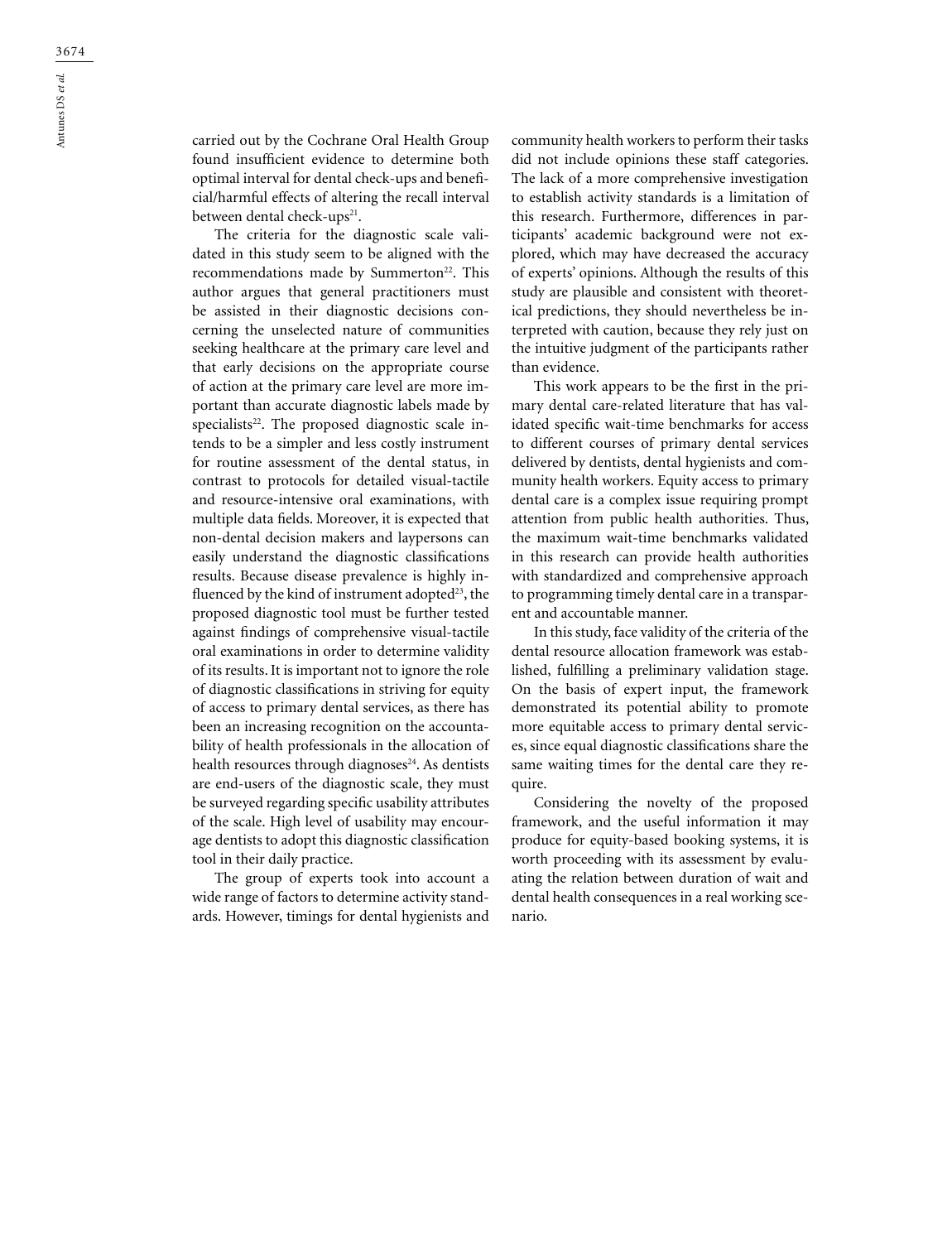carried out by the Cochrane Oral Health Group found insufficient evidence to determine both optimal interval for dental check-ups and beneficial/harmful effects of altering the recall interval between dental check-ups[21].

The criteria for the diagnostic scale validated in this study seem to be aligned with the recommendations made by Summerton[22]. This author argues that general practitioners must be assisted in their diagnostic decisions concerning the unselected nature of communities seeking healthcare at the primary care level and that early decisions on the appropriate course of action at the primary care level are more important than accurate diagnostic labels made by specialists[22]. The proposed diagnostic scale intends to be a simpler and less costly instrument for routine assessment of the dental status, in contrast to protocols for detailed visual-tactile and resource-intensive oral examinations, with multiple data fields. Moreover, it is expected that non-dental decision makers and laypersons can easily understand the diagnostic classifications results. Because disease prevalence is highly influenced by the kind of instrument adopted[23], the proposed diagnostic tool must be further tested against findings of comprehensive visual-tactile oral examinations in order to determine validity of its results. It is important not to ignore the role of diagnostic classifications in striving for equity of access to primary dental services, as there has been an increasing recognition on the accountability of health professionals in the allocation of health resources through diagnoses[24]. As dentists are end-users of the diagnostic scale, they must be surveyed regarding specific usability attributes of the scale. High level of usability may encourage dentists to adopt this diagnostic classification tool in their daily practice.

The group of experts took into account a wide range of factors to determine activity standards. However, timings for dental hygienists and community health workers to perform their tasks did not include opinions these staff categories. The lack of a more comprehensive investigation to establish activity standards is a limitation of this research. Furthermore, differences in participants' academic background were not explored, which may have decreased the accuracy of experts' opinions. Although the results of this study are plausible and consistent with theoretical predictions, they should nevertheless be interpreted with caution, because they rely just on the intuitive judgment of the participants rather than evidence.

This work appears to be the first in the primary dental care-related literature that has validated specific wait-time benchmarks for access to different courses of primary dental services delivered by dentists, dental hygienists and community health workers. Equity access to primary dental care is a complex issue requiring prompt attention from public health authorities. Thus, the maximum wait-time benchmarks validated in this research can provide health authorities with standardized and comprehensive approach to programming timely dental care in a transparent and accountable manner.

In this study, face validity of the criteria of the dental resource allocation framework was established, fulfilling a preliminary validation stage. On the basis of expert input, the framework demonstrated its potential ability to promote more equitable access to primary dental services, since equal diagnostic classifications share the same waiting times for the dental care they require.

Considering the novelty of the proposed framework, and the useful information it may produce for equity-based booking systems, it is worth proceeding with its assessment by evaluating the relation between duration of wait and dental health consequences in a real working scenario.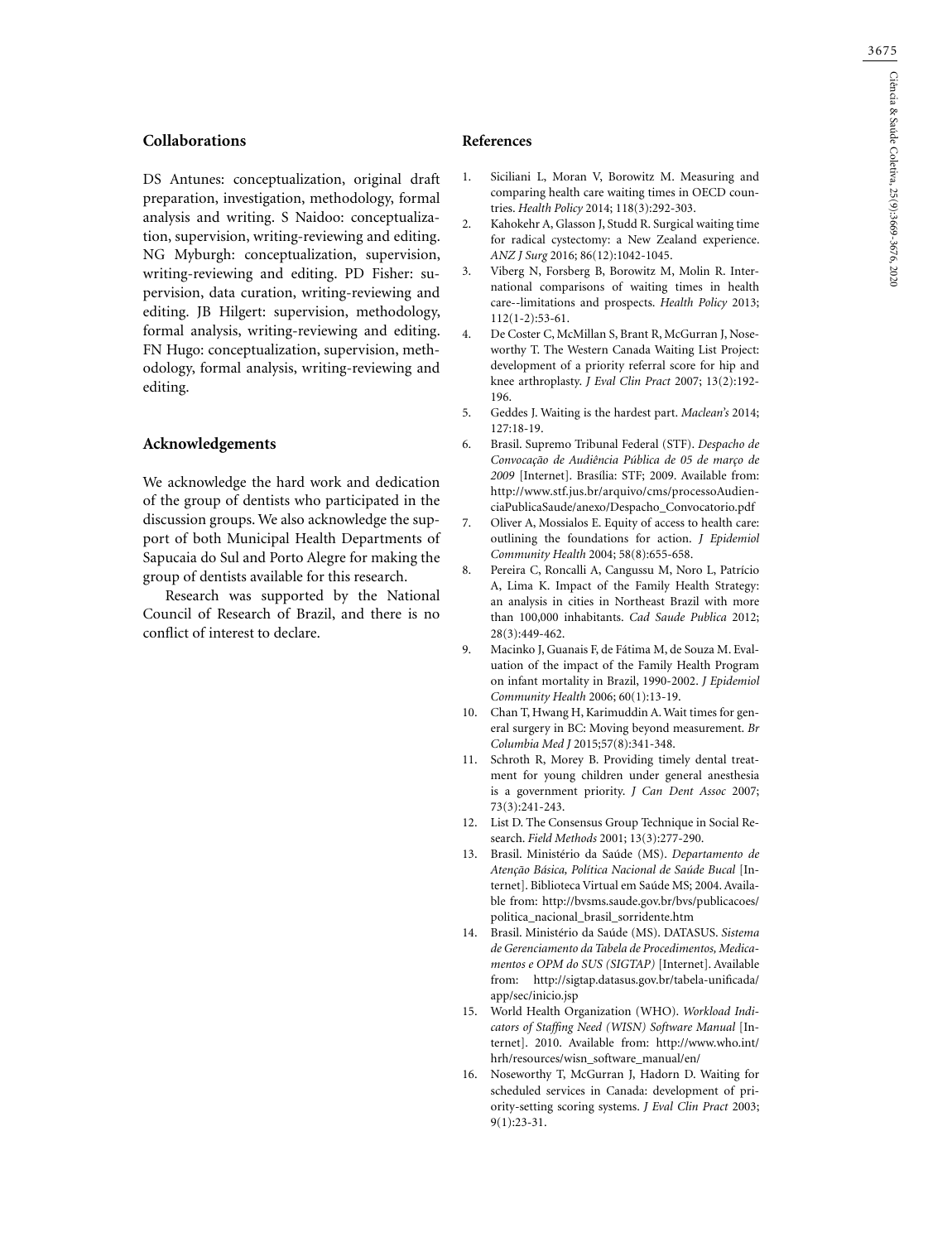## Collaborations

DS Antunes: conceptualization, original draft preparation, investigation, methodology, formal analysis and writing. S Naidoo: conceptualization, supervision, writing-reviewing and editing. NG Myburgh: conceptualization, supervision, writing-reviewing and editing. PD Fisher: supervision, data curation, writing-reviewing and editing. JB Hilgert: supervision, methodology, formal analysis, writing-reviewing and editing. FN Hugo: conceptualization, supervision, methodology, formal analysis, writing-reviewing and editing.

## Acknowledgements

We acknowledge the hard work and dedication of the group of dentists who participated in the discussion groups. We also acknowledge the support of both Municipal Health Departments of Sapucaia do Sul and Porto Alegre for making the group of dentists available for this research.

Research was supported by the National Council of Research of Brazil, and there is no conflict of interest to declare.

## References

1. Siciliani L, Moran V, Borowitz M. Measuring and comparing health care waiting times in OECD countries. *Health Policy* 2014; 118(3):292-303.
2. Kahokehr A, Glasson J, Studd R. Surgical waiting time for radical cystectomy: a New Zealand experience. *ANZ J Surg* 2016; 86(12):1042-1045.
3. Viberg N, Forsberg B, Borowitz M, Molin R. International comparisons of waiting times in health care--limitations and prospects. *Health Policy* 2013; 112(1-2):53-61.
4. De Coster C, McMillan S, Brant R, McGurran J, Noseworthy T. The Western Canada Waiting List Project: development of a priority referral score for hip and knee arthroplasty. *J Eval Clin Pract* 2007; 13(2):192-196.
5. Geddes J. Waiting is the hardest part. *Maclean's* 2014; 127:18-19.
6. Brasil. Supremo Tribunal Federal (STF). *Despacho de Convocação de Audiência Pública de 05 de março de 2009* [Internet]. Brasília: STF; 2009. Available from: http://www.stf.jus.br/arquivo/cms/processoAudienciaPublicaSaude/anexo/Despacho_Convocatorio.pdf
7. Oliver A, Mossialos E. Equity of access to health care: outlining the foundations for action. *J Epidemiol Community Health* 2004; 58(8):655-658.
8. Pereira C, Roncalli A, Cangussu M, Noro L, Patrício A, Lima K. Impact of the Family Health Strategy: an analysis in cities in Northeast Brazil with more than 100,000 inhabitants. *Cad Saude Publica* 2012; 28(3):449-462.
9. Macinko J, Guanais F, de Fátima M, de Souza M. Evaluation of the impact of the Family Health Program on infant mortality in Brazil, 1990-2002. *J Epidemiol Community Health* 2006; 60(1):13-19.
10. Chan T, Hwang H, Karimuddin A. Wait times for general surgery in BC: Moving beyond measurement. *Br Columbia Med J* 2015;57(8):341-348.
11. Schroth R, Morey B. Providing timely dental treatment for young children under general anesthesia is a government priority. *J Can Dent Assoc* 2007; 73(3):241-243.
12. List D. The Consensus Group Technique in Social Research. *Field Methods* 2001; 13(3):277-290.
13. Brasil. Ministério da Saúde (MS). *Departamento de Atenção Básica, Política Nacional de Saúde Bucal* [Internet]. Biblioteca Virtual em Saúde MS; 2004. Available from: http://bvsms.saude.gov.br/bvs/publicacoes/politica_nacional_brasil_sorridente.htm
14. Brasil. Ministério da Saúde (MS). DATASUS. *Sistema de Gerenciamento da Tabela de Procedimentos, Medicamentos e OPM do SUS (SIGTAP)* [Internet]. Available from: http://sigtap.datasus.gov.br/tabela-unificada/app/sec/inicio.jsp
15. World Health Organization (WHO). *Workload Indicators of Staffing Need (WISN) Software Manual* [Internet]. 2010. Available from: http://www.who.int/hrh/resources/wisn_software_manual/en/
16. Noseworthy T, McGurran J, Hadorn D. Waiting for scheduled services in Canada: development of priority-setting scoring systems. *J Eval Clin Pract* 2003; 9(1):23-31.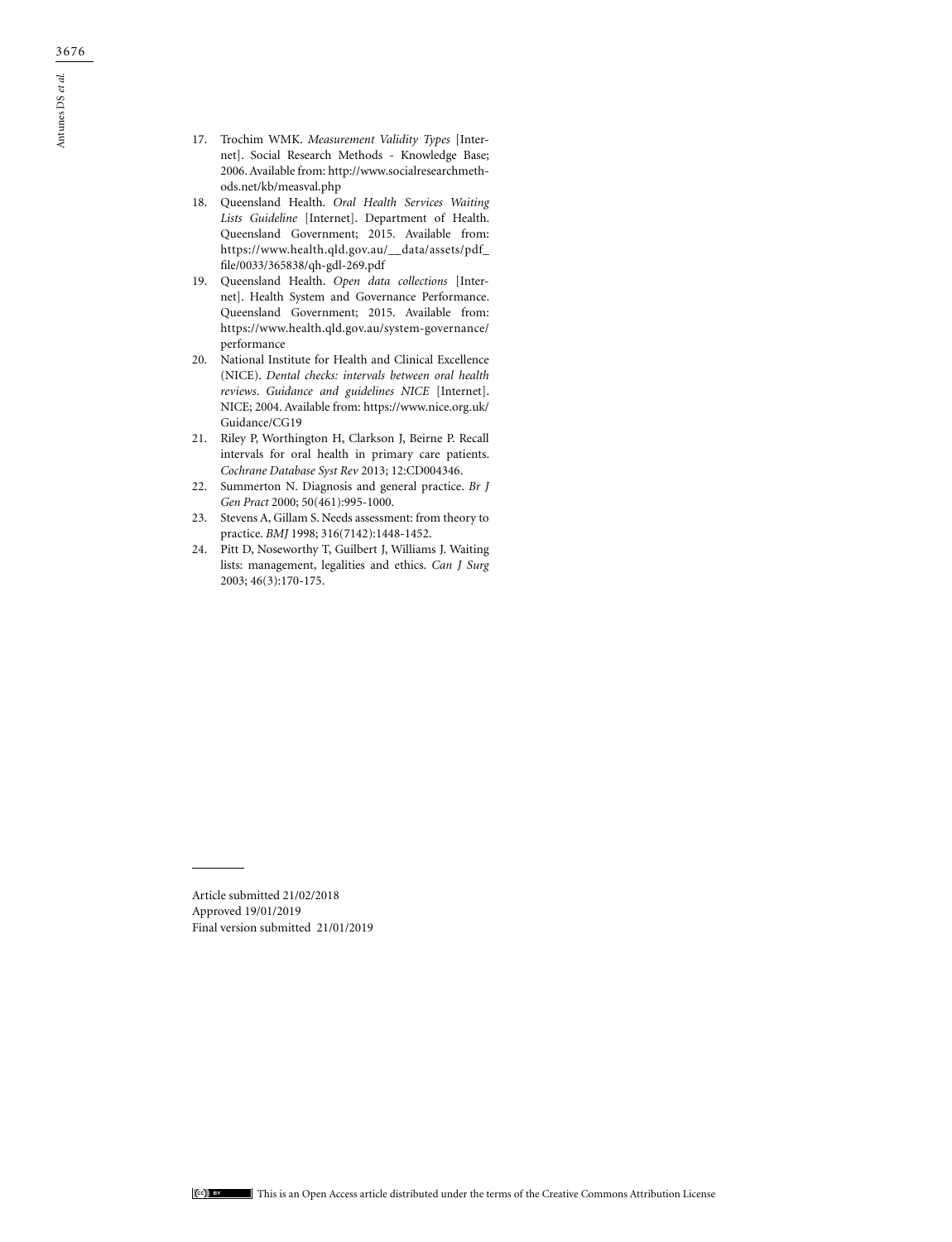17. Trochim WMK. *Measurement Validity Types* [Internet]. Social Research Methods - Knowledge Base; 2006. Available from: http://www.socialresearchmethods.net/kb/measval.php
18. Queensland Health. *Oral Health Services Waiting Lists Guideline* [Internet]. Department of Health. Queensland Government; 2015. Available from: https://www.health.qld.gov.au/__data/assets/pdf_file/0033/365838/qh-gdl-269.pdf
19. Queensland Health. *Open data collections* [Internet]. Health System and Governance Performance. Queensland Government; 2015. Available from: https://www.health.qld.gov.au/system-governance/performance
20. National Institute for Health and Clinical Excellence (NICE). *Dental checks: intervals between oral health reviews. Guidance and guidelines NICE* [Internet]. NICE; 2004. Available from: https://www.nice.org.uk/Guidance/CG19
21. Riley P, Worthington H, Clarkson J, Beirne P. Recall intervals for oral health in primary care patients. *Cochrane Database Syst Rev* 2013; 12:CD004346.
22. Summerton N. Diagnosis and general practice. *Br J Gen Pract* 2000; 50(461):995-1000.
23. Stevens A, Gillam S. Needs assessment: from theory to practice. *BMJ* 1998; 316(7142):1448-1452.
24. Pitt D, Noseworthy T, Guilbert J, Williams J. Waiting lists: management, legalities and ethics. *Can J Surg* 2003; 46(3):170-175.

---

Article submitted 21/02/2018
Approved 19/01/2019
Final version submitted 21/01/2019

This is an Open Access article distributed under the terms of the Creative Commons Attribution License